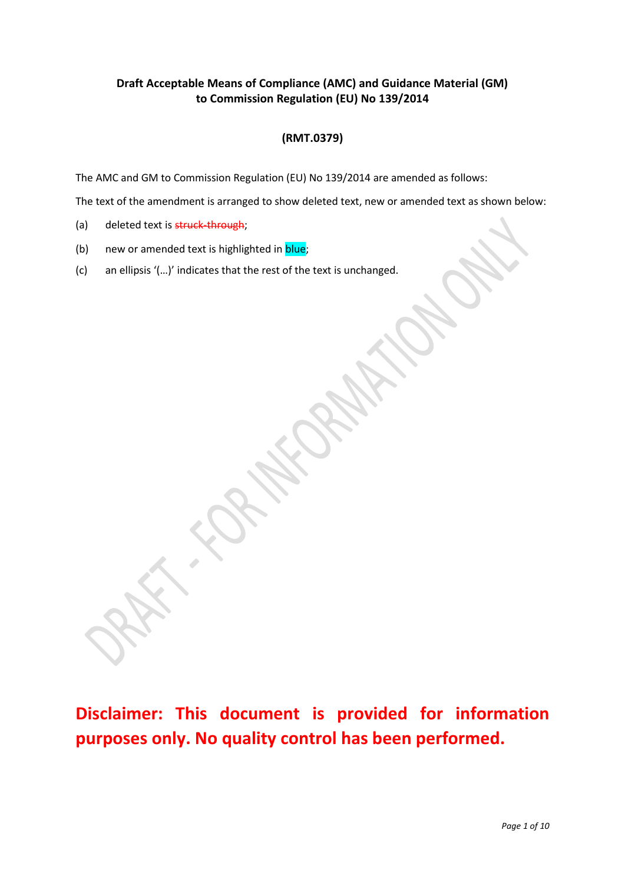**Draft Acceptable Means of Compliance (AMC) and Guidance Material (GM) to Commission Regulation (EU) No 139/2014**

**(RMT.0379)**

The AMC and GM to Commission Regulation (EU) No 139/2014 are amended as follows:

The text of the amendment is arranged to show deleted text, new or amended text as shown below:

(a) deleted text is ~~struck-through~~;

(b) new or amended text is highlighted in blue;

(c) an ellipsis '(…)' indicates that the rest of the text is unchanged.

**Disclaimer: This document is provided for information purposes only. No quality control has been performed.**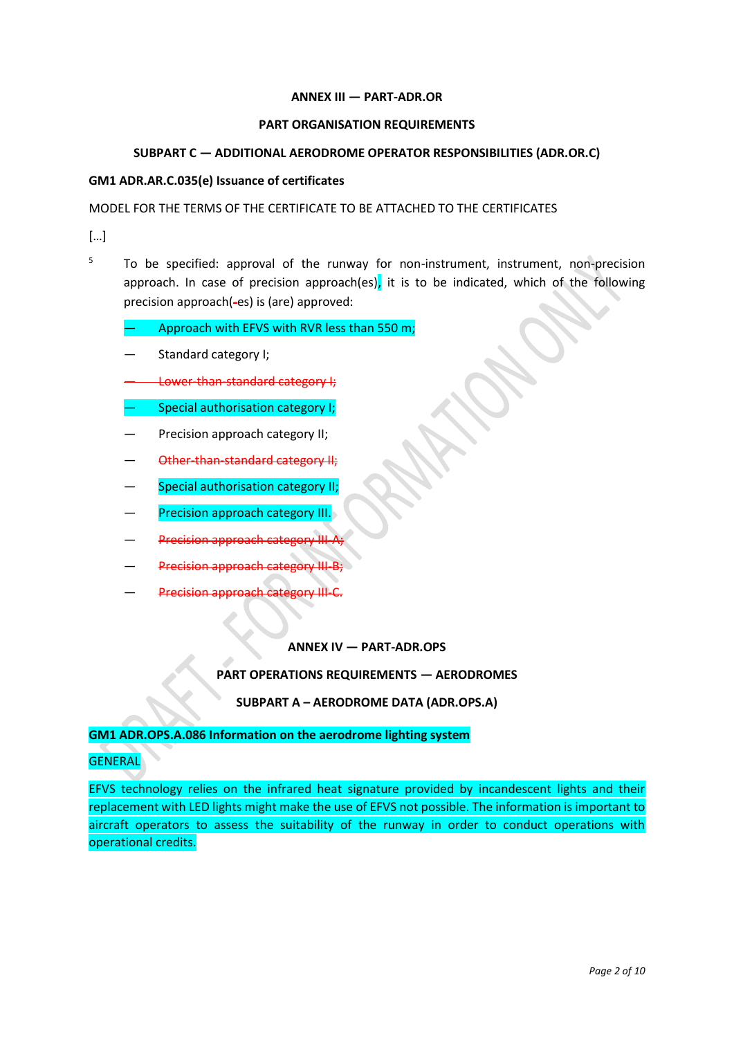**ANNEX III — PART-ADR.OR**

**PART ORGANISATION REQUIREMENTS**

**SUBPART C — ADDITIONAL AERODROME OPERATOR RESPONSIBILITIES (ADR.OR.C)**

**GM1 ADR.AR.C.035(e) Issuance of certificates**

MODEL FOR THE TERMS OF THE CERTIFICATE TO BE ATTACHED TO THE CERTIFICATES

[…]

5 To be specified: approval of the runway for non-instrument, instrument, non-precision approach. In case of precision approach(es), it is to be indicated, which of the following precision approach(-es) is (are) approved:

- Approach with EFVS with RVR less than 550 m;
- Standard category I;
- ~~Lower-than-standard category I;~~
- Special authorisation category I;
- Precision approach category II;
- ~~Other-than-standard category II;~~
- Special authorisation category II;
- Precision approach category III.
- ~~Precision approach category III-A;~~
- ~~Precision approach category III-B;~~
- ~~Precision approach category III-C.~~

**ANNEX IV — PART-ADR.OPS**

**PART OPERATIONS REQUIREMENTS — AERODROMES**

**SUBPART A – AERODROME DATA (ADR.OPS.A)**

**GM1 ADR.OPS.A.086 Information on the aerodrome lighting system**

GENERAL

EFVS technology relies on the infrared heat signature provided by incandescent lights and their replacement with LED lights might make the use of EFVS not possible. The information is important to aircraft operators to assess the suitability of the runway in order to conduct operations with operational credits.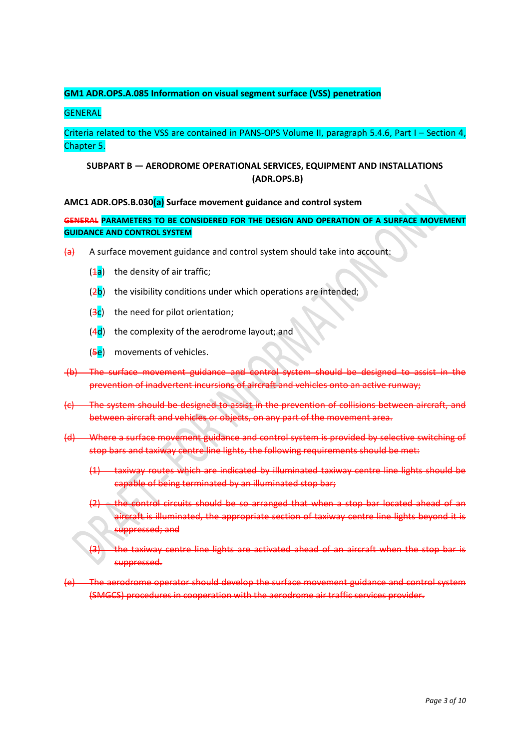**GM1 ADR.OPS.A.085 Information on visual segment surface (VSS) penetration**

GENERAL

Criteria related to the VSS are contained in PANS-OPS Volume II, paragraph 5.4.6, Part I – Section 4, Chapter 5.

**SUBPART B — AERODROME OPERATIONAL SERVICES, EQUIPMENT AND INSTALLATIONS (ADR.OPS.B)**

**AMC1 ADR.OPS.B.030(a) Surface movement guidance and control system**

**~~GENERAL~~ PARAMETERS TO BE CONSIDERED FOR THE DESIGN AND OPERATION OF A SURFACE MOVEMENT GUIDANCE AND CONTROL SYSTEM**

~~(a)~~ A surface movement guidance and control system should take into account:

(~~1~~a) the density of air traffic;

(~~2~~b) the visibility conditions under which operations are intended;

(~~3~~c) the need for pilot orientation;

(~~4~~d) the complexity of the aerodrome layout; and

(~~5~~e) movements of vehicles.

~~(b) The surface movement guidance and control system should be designed to assist in the prevention of inadvertent incursions of aircraft and vehicles onto an active runway;~~

~~(c) The system should be designed to assist in the prevention of collisions between aircraft, and between aircraft and vehicles or objects, on any part of the movement area.~~

~~(d) Where a surface movement guidance and control system is provided by selective switching of stop bars and taxiway centre line lights, the following requirements should be met:~~

~~(1) taxiway routes which are indicated by illuminated taxiway centre line lights should be capable of being terminated by an illuminated stop bar;~~

~~(2) the control circuits should be so arranged that when a stop bar located ahead of an aircraft is illuminated, the appropriate section of taxiway centre line lights beyond it is suppressed; and~~

~~(3) the taxiway centre line lights are activated ahead of an aircraft when the stop bar is suppressed.~~

~~(e) The aerodrome operator should develop the surface movement guidance and control system (SMGCS) procedures in cooperation with the aerodrome air traffic services provider.~~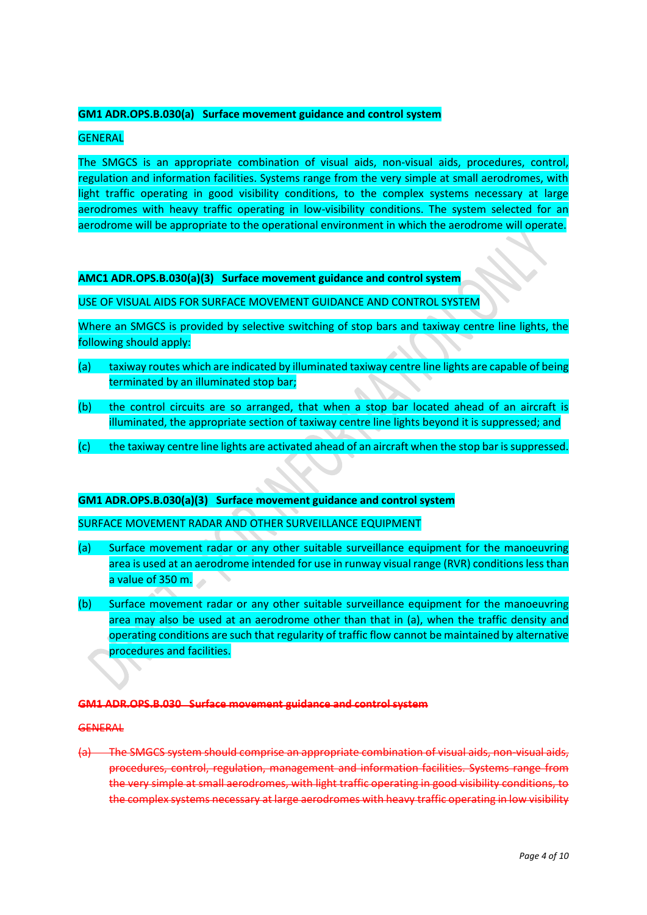**GM1 ADR.OPS.B.030(a) Surface movement guidance and control system**

GENERAL

The SMGCS is an appropriate combination of visual aids, non-visual aids, procedures, control, regulation and information facilities. Systems range from the very simple at small aerodromes, with light traffic operating in good visibility conditions, to the complex systems necessary at large aerodromes with heavy traffic operating in low-visibility conditions. The system selected for an aerodrome will be appropriate to the operational environment in which the aerodrome will operate.

**AMC1 ADR.OPS.B.030(a)(3) Surface movement guidance and control system**

USE OF VISUAL AIDS FOR SURFACE MOVEMENT GUIDANCE AND CONTROL SYSTEM

Where an SMGCS is provided by selective switching of stop bars and taxiway centre line lights, the following should apply:

(a) taxiway routes which are indicated by illuminated taxiway centre line lights are capable of being terminated by an illuminated stop bar;

(b) the control circuits are so arranged, that when a stop bar located ahead of an aircraft is illuminated, the appropriate section of taxiway centre line lights beyond it is suppressed; and

(c) the taxiway centre line lights are activated ahead of an aircraft when the stop bar is suppressed.

**GM1 ADR.OPS.B.030(a)(3) Surface movement guidance and control system**

SURFACE MOVEMENT RADAR AND OTHER SURVEILLANCE EQUIPMENT

(a) Surface movement radar or any other suitable surveillance equipment for the manoeuvring area is used at an aerodrome intended for use in runway visual range (RVR) conditions less than a value of 350 m.

(b) Surface movement radar or any other suitable surveillance equipment for the manoeuvring area may also be used at an aerodrome other than that in (a), when the traffic density and operating conditions are such that regularity of traffic flow cannot be maintained by alternative procedures and facilities.

~~**GM1 ADR.OPS.B.030 Surface movement guidance and control system**~~

~~GENERAL~~

~~(a) The SMGCS system should comprise an appropriate combination of visual aids, non-visual aids, procedures, control, regulation, management and information facilities. Systems range from the very simple at small aerodromes, with light traffic operating in good visibility conditions, to the complex systems necessary at large aerodromes with heavy traffic operating in low visibility~~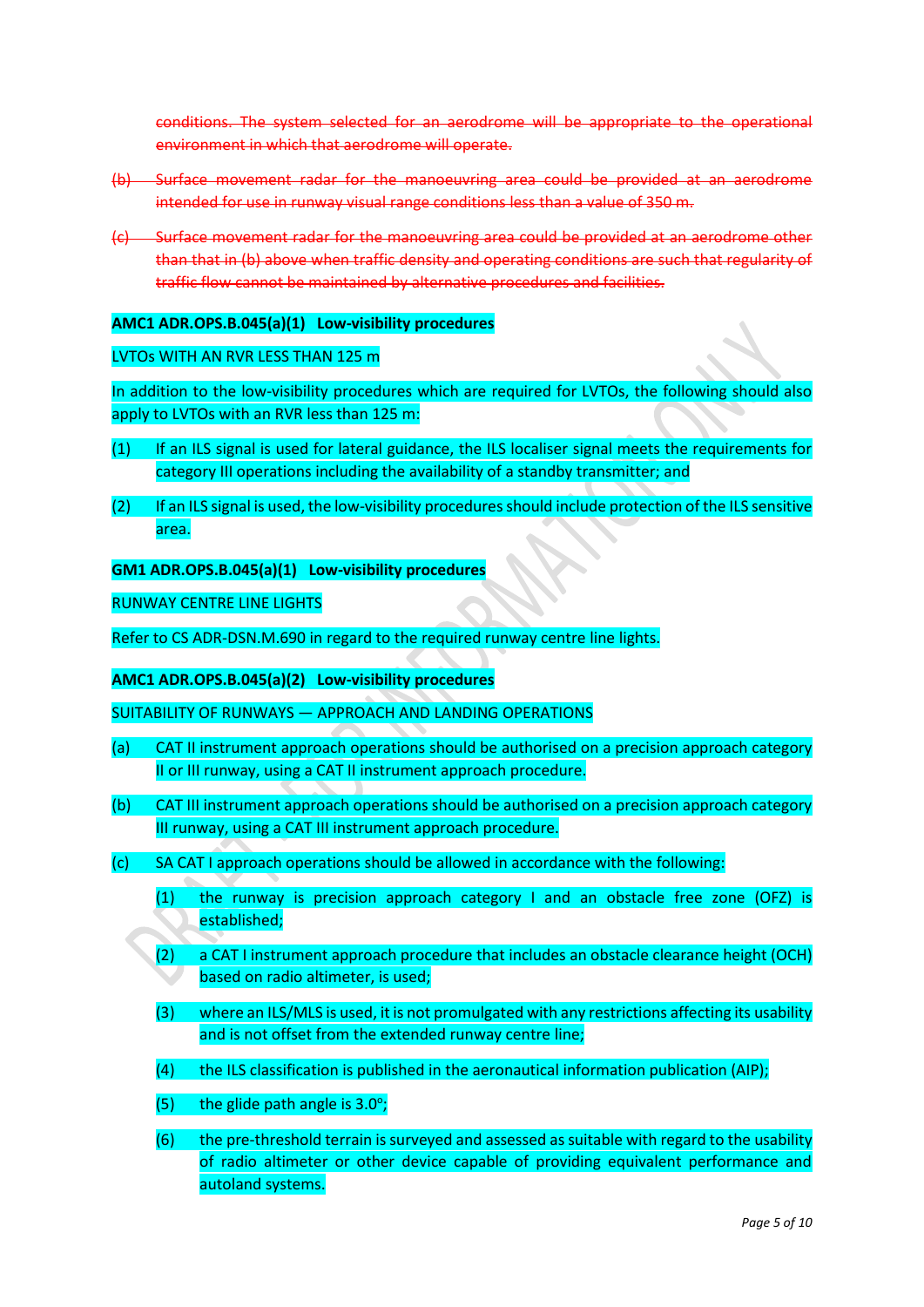~~conditions. The system selected for an aerodrome will be appropriate to the operational environment in which that aerodrome will operate.~~

~~(b) Surface movement radar for the manoeuvring area could be provided at an aerodrome intended for use in runway visual range conditions less than a value of 350 m.~~

~~(c) Surface movement radar for the manoeuvring area could be provided at an aerodrome other than that in (b) above when traffic density and operating conditions are such that regularity of traffic flow cannot be maintained by alternative procedures and facilities.~~

**AMC1 ADR.OPS.B.045(a)(1) Low-visibility procedures**

LVTOs WITH AN RVR LESS THAN 125 m

In addition to the low-visibility procedures which are required for LVTOs, the following should also apply to LVTOs with an RVR less than 125 m:

(1) If an ILS signal is used for lateral guidance, the ILS localiser signal meets the requirements for category III operations including the availability of a standby transmitter; and

(2) If an ILS signal is used, the low-visibility procedures should include protection of the ILS sensitive area.

**GM1 ADR.OPS.B.045(a)(1) Low-visibility procedures**

RUNWAY CENTRE LINE LIGHTS

Refer to CS ADR-DSN.M.690 in regard to the required runway centre line lights.

**AMC1 ADR.OPS.B.045(a)(2) Low-visibility procedures**

SUITABILITY OF RUNWAYS — APPROACH AND LANDING OPERATIONS

(a) CAT II instrument approach operations should be authorised on a precision approach category II or III runway, using a CAT II instrument approach procedure.

(b) CAT III instrument approach operations should be authorised on a precision approach category III runway, using a CAT III instrument approach procedure.

(c) SA CAT I approach operations should be allowed in accordance with the following:

(1) the runway is precision approach category I and an obstacle free zone (OFZ) is established;

(2) a CAT I instrument approach procedure that includes an obstacle clearance height (OCH) based on radio altimeter, is used;

(3) where an ILS/MLS is used, it is not promulgated with any restrictions affecting its usability and is not offset from the extended runway centre line;

(4) the ILS classification is published in the aeronautical information publication (AIP);

(5) the glide path angle is 3.0º;

(6) the pre-threshold terrain is surveyed and assessed as suitable with regard to the usability of radio altimeter or other device capable of providing equivalent performance and autoland systems.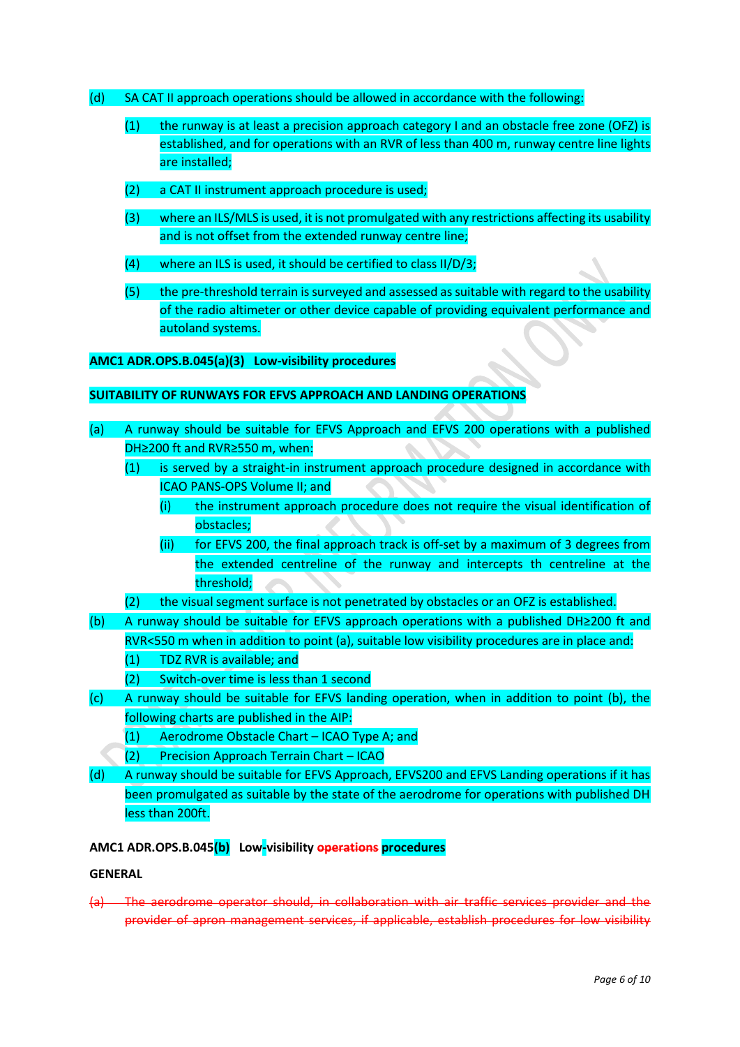(d) SA CAT II approach operations should be allowed in accordance with the following:

(1) the runway is at least a precision approach category I and an obstacle free zone (OFZ) is established, and for operations with an RVR of less than 400 m, runway centre line lights are installed;

(2) a CAT II instrument approach procedure is used;

(3) where an ILS/MLS is used, it is not promulgated with any restrictions affecting its usability and is not offset from the extended runway centre line;

(4) where an ILS is used, it should be certified to class II/D/3;

(5) the pre-threshold terrain is surveyed and assessed as suitable with regard to the usability of the radio altimeter or other device capable of providing equivalent performance and autoland systems.

**AMC1 ADR.OPS.B.045(a)(3) Low-visibility procedures**

**SUITABILITY OF RUNWAYS FOR EFVS APPROACH AND LANDING OPERATIONS**

(a) A runway should be suitable for EFVS Approach and EFVS 200 operations with a published DH≥200 ft and RVR≥550 m, when:

(1) is served by a straight-in instrument approach procedure designed in accordance with ICAO PANS-OPS Volume II; and

(i) the instrument approach procedure does not require the visual identification of obstacles;

(ii) for EFVS 200, the final approach track is off-set by a maximum of 3 degrees from the extended centreline of the runway and intercepts th centreline at the threshold;

(2) the visual segment surface is not penetrated by obstacles or an OFZ is established.

(b) A runway should be suitable for EFVS approach operations with a published DH≥200 ft and RVR<550 m when in addition to point (a), suitable low visibility procedures are in place and:

(1) TDZ RVR is available; and

(2) Switch-over time is less than 1 second

(c) A runway should be suitable for EFVS landing operation, when in addition to point (b), the following charts are published in the AIP:

(1) Aerodrome Obstacle Chart – ICAO Type A; and

(2) Precision Approach Terrain Chart – ICAO

(d) A runway should be suitable for EFVS Approach, EFVS200 and EFVS Landing operations if it has been promulgated as suitable by the state of the aerodrome for operations with published DH less than 200ft.

**AMC1 ADR.OPS.B.045(b) Low-visibility ~~operations~~ procedures**

**GENERAL**

~~(a) The aerodrome operator should, in collaboration with air traffic services provider and the provider of apron management services, if applicable, establish procedures for low visibility~~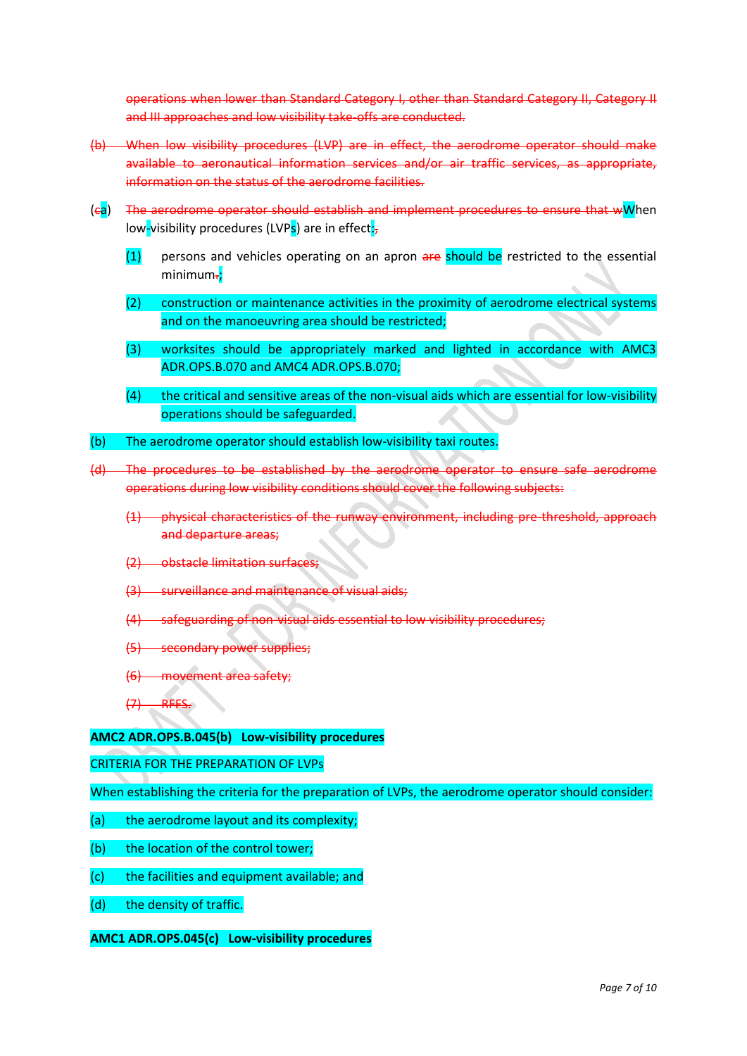~~operations when lower than Standard Category I, other than Standard Category II, Category II and III approaches and low visibility take-offs are conducted.~~

~~(b) When low visibility procedures (LVP) are in effect, the aerodrome operator should make available to aeronautical information services and/or air traffic services, as appropriate, information on the status of the aerodrome facilities.~~

(~~c~~a) ~~The aerodrome operator should establish and implement procedures to ensure that w~~When low-visibility procedures (LVPs) are in effect~~,~~:

(1) persons and vehicles operating on an apron ~~are~~ should be restricted to the essential minimum~~.~~;

(2) construction or maintenance activities in the proximity of aerodrome electrical systems and on the manoeuvring area should be restricted;

(3) worksites should be appropriately marked and lighted in accordance with AMC3 ADR.OPS.B.070 and AMC4 ADR.OPS.B.070;

(4) the critical and sensitive areas of the non-visual aids which are essential for low-visibility operations should be safeguarded.

(b) The aerodrome operator should establish low-visibility taxi routes.

~~(d) The procedures to be established by the aerodrome operator to ensure safe aerodrome operations during low visibility conditions should cover the following subjects:~~

~~(1) physical characteristics of the runway environment, including pre-threshold, approach and departure areas;~~

~~(2) obstacle limitation surfaces;~~

~~(3) surveillance and maintenance of visual aids;~~

~~(4) safeguarding of non-visual aids essential to low visibility procedures;~~

~~(5) secondary power supplies;~~

~~(6) movement area safety;~~

~~(7) RFFS.~~

**AMC2 ADR.OPS.B.045(b) Low-visibility procedures**

CRITERIA FOR THE PREPARATION OF LVPs

When establishing the criteria for the preparation of LVPs, the aerodrome operator should consider:

(a) the aerodrome layout and its complexity;

(b) the location of the control tower;

(c) the facilities and equipment available; and

(d) the density of traffic.

**AMC1 ADR.OPS.045(c) Low-visibility procedures**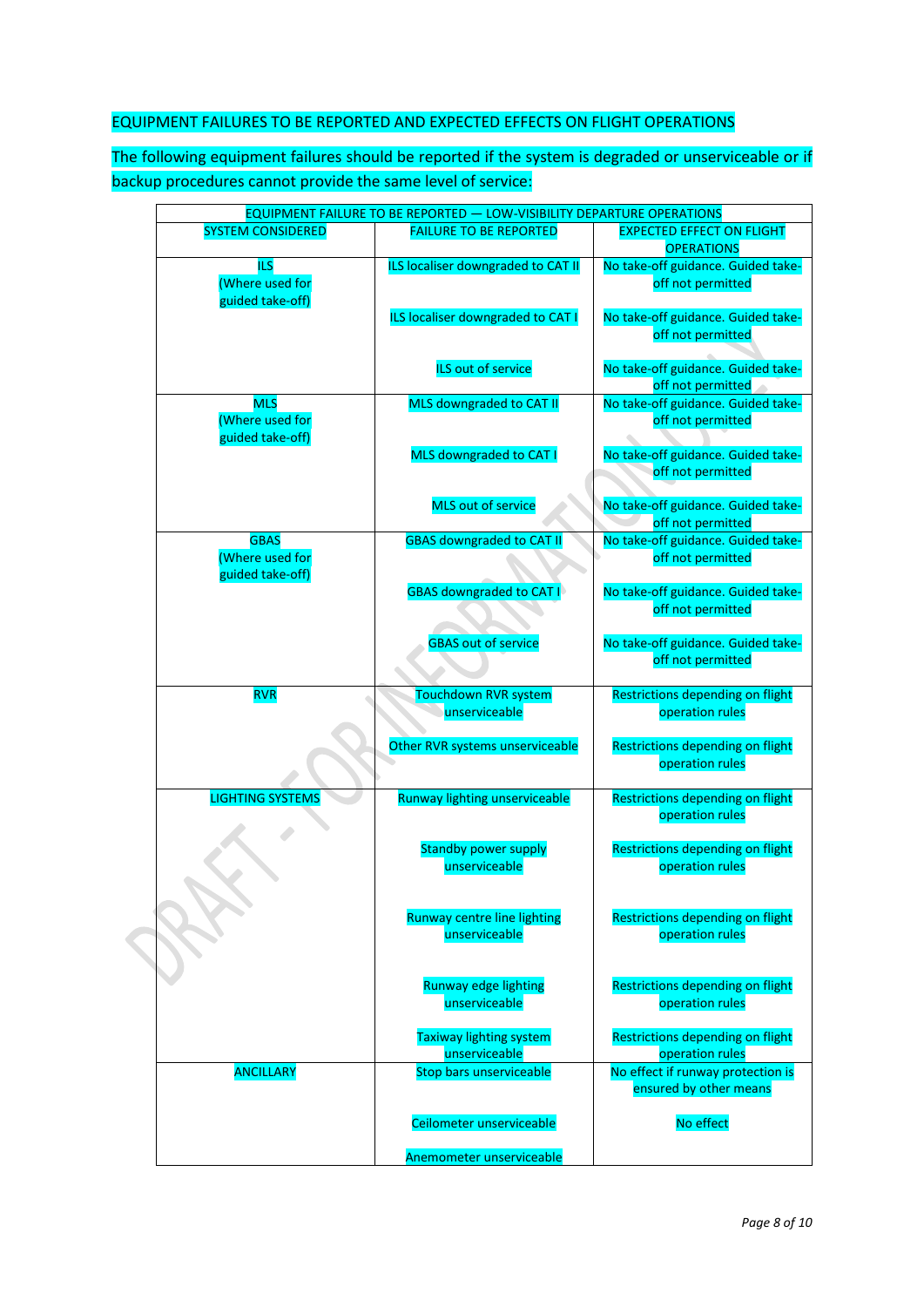EQUIPMENT FAILURES TO BE REPORTED AND EXPECTED EFFECTS ON FLIGHT OPERATIONS

The following equipment failures should be reported if the system is degraded or unserviceable or if backup procedures cannot provide the same level of service:

| EQUIPMENT FAILURE TO BE REPORTED — LOW-VISIBILITY DEPARTURE OPERATIONS | | |
|---|---|---|
| SYSTEM CONSIDERED | FAILURE TO BE REPORTED | EXPECTED EFFECT ON FLIGHT OPERATIONS |
| ILS (Where used for guided take-off) | ILS localiser downgraded to CAT II | No take-off guidance. Guided take-off not permitted |
| | ILS localiser downgraded to CAT I | No take-off guidance. Guided take-off not permitted |
| | ILS out of service | No take-off guidance. Guided take-off not permitted |
| MLS (Where used for guided take-off) | MLS downgraded to CAT II | No take-off guidance. Guided take-off not permitted |
| | MLS downgraded to CAT I | No take-off guidance. Guided take-off not permitted |
| | MLS out of service | No take-off guidance. Guided take-off not permitted |
| GBAS (Where used for guided take-off) | GBAS downgraded to CAT II | No take-off guidance. Guided take-off not permitted |
| | GBAS downgraded to CAT I | No take-off guidance. Guided take-off not permitted |
| | GBAS out of service | No take-off guidance. Guided take-off not permitted |
| RVR | Touchdown RVR system unserviceable | Restrictions depending on flight operation rules |
| | Other RVR systems unserviceable | Restrictions depending on flight operation rules |
| LIGHTING SYSTEMS | Runway lighting unserviceable | Restrictions depending on flight operation rules |
| | Standby power supply unserviceable | Restrictions depending on flight operation rules |
| | Runway centre line lighting unserviceable | Restrictions depending on flight operation rules |
| | Runway edge lighting unserviceable | Restrictions depending on flight operation rules |
| | Taxiway lighting system unserviceable | Restrictions depending on flight operation rules |
| ANCILLARY | Stop bars unserviceable | No effect if runway protection is ensured by other means |
| | Ceilometer unserviceable | No effect |
| | Anemometer unserviceable | |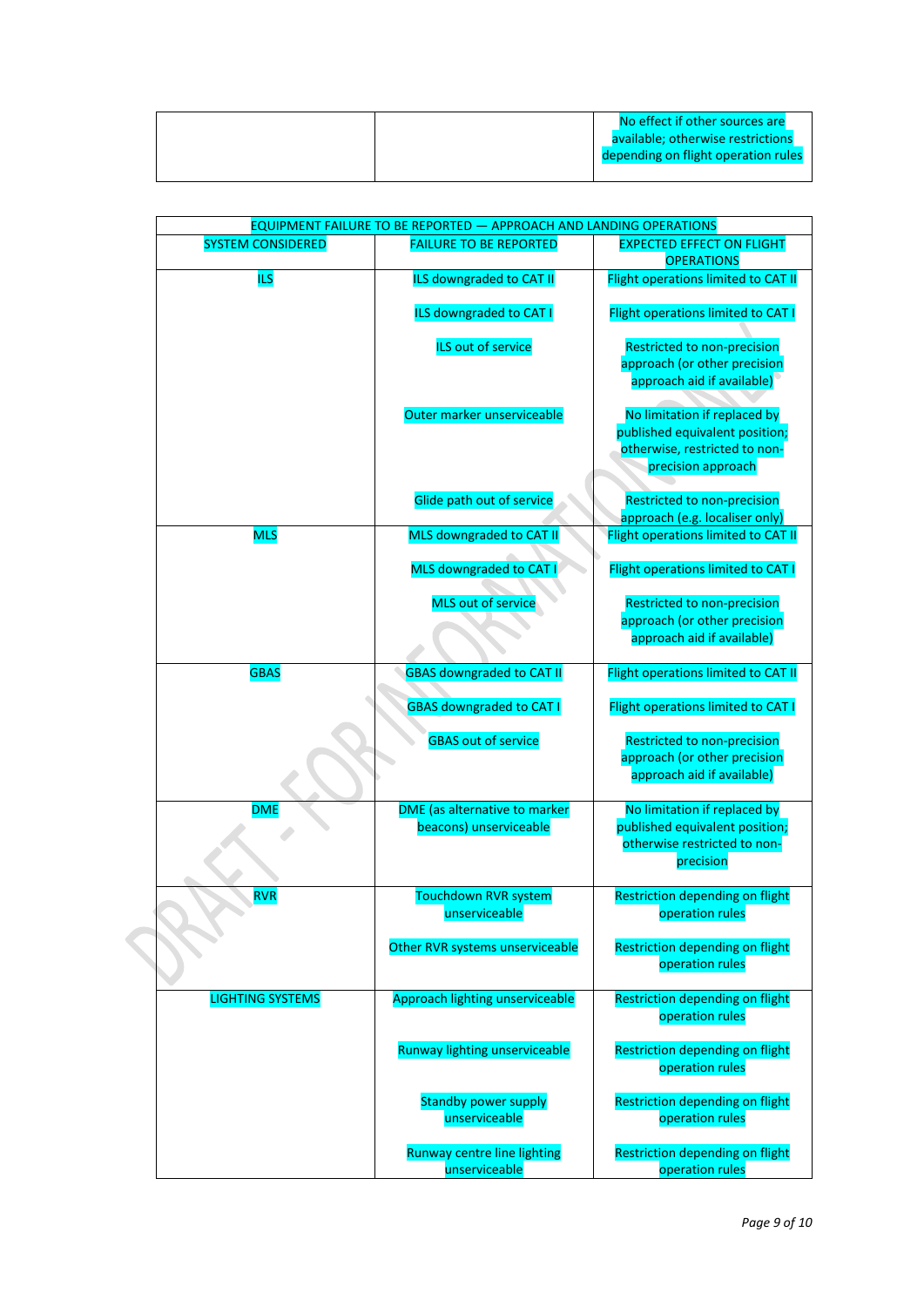| | | |
|---|---|---|
| | | No effect if other sources are available; otherwise restrictions depending on flight operation rules |

| EQUIPMENT FAILURE TO BE REPORTED — APPROACH AND LANDING OPERATIONS | | |
|---|---|---|
| SYSTEM CONSIDERED | FAILURE TO BE REPORTED | EXPECTED EFFECT ON FLIGHT OPERATIONS |
| ILS | ILS downgraded to CAT II | Flight operations limited to CAT II |
| | ILS downgraded to CAT I | Flight operations limited to CAT I |
| | ILS out of service | Restricted to non-precision approach (or other precision approach aid if available) |
| | Outer marker unserviceable | No limitation if replaced by published equivalent position; otherwise, restricted to non-precision approach |
| | Glide path out of service | Restricted to non-precision approach (e.g. localiser only) |
| MLS | MLS downgraded to CAT II | Flight operations limited to CAT II |
| | MLS downgraded to CAT I | Flight operations limited to CAT I |
| | MLS out of service | Restricted to non-precision approach (or other precision approach aid if available) |
| GBAS | GBAS downgraded to CAT II | Flight operations limited to CAT II |
| | GBAS downgraded to CAT I | Flight operations limited to CAT I |
| | GBAS out of service | Restricted to non-precision approach (or other precision approach aid if available) |
| DME | DME (as alternative to marker beacons) unserviceable | No limitation if replaced by published equivalent position; otherwise restricted to non-precision |
| RVR | Touchdown RVR system unserviceable | Restriction depending on flight operation rules |
| | Other RVR systems unserviceable | Restriction depending on flight operation rules |
| LIGHTING SYSTEMS | Approach lighting unserviceable | Restriction depending on flight operation rules |
| | Runway lighting unserviceable | Restriction depending on flight operation rules |
| | Standby power supply unserviceable | Restriction depending on flight operation rules |
| | Runway centre line lighting unserviceable | Restriction depending on flight operation rules |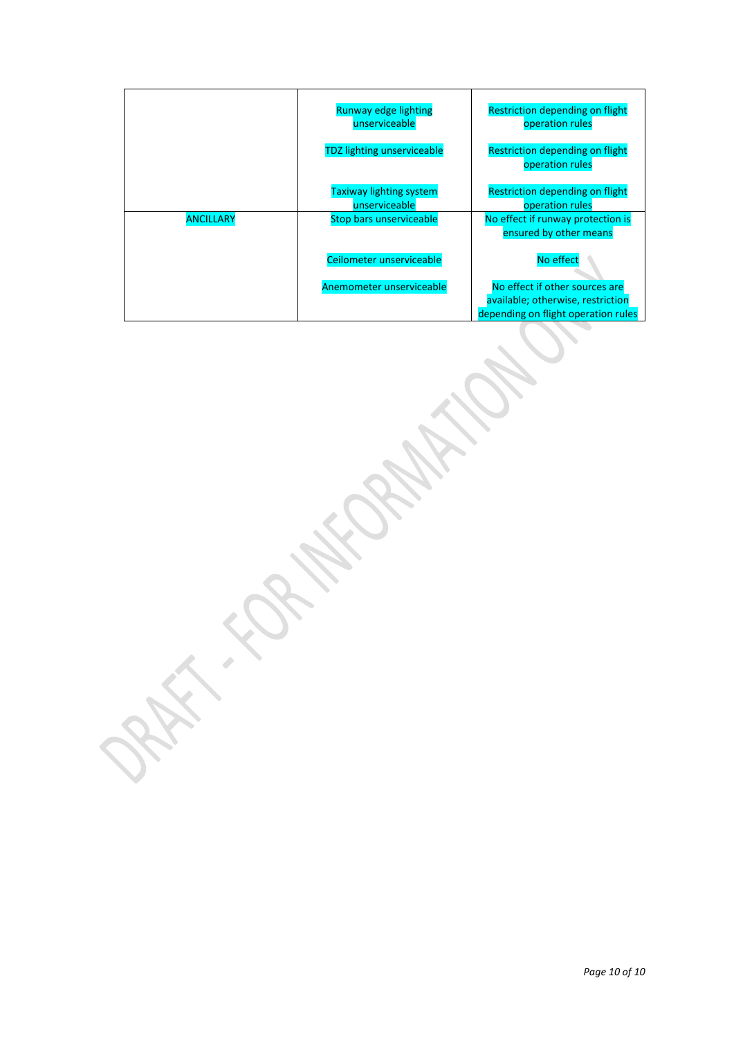| | | |
|---|---|---|
| | Runway edge lighting unserviceable | Restriction depending on flight operation rules |
| | TDZ lighting unserviceable | Restriction depending on flight operation rules |
| | Taxiway lighting system unserviceable | Restriction depending on flight operation rules |
| ANCILLARY | Stop bars unserviceable | No effect if runway protection is ensured by other means |
| | Ceilometer unserviceable | No effect |
| | Anemometer unserviceable | No effect if other sources are available; otherwise, restriction depending on flight operation rules |